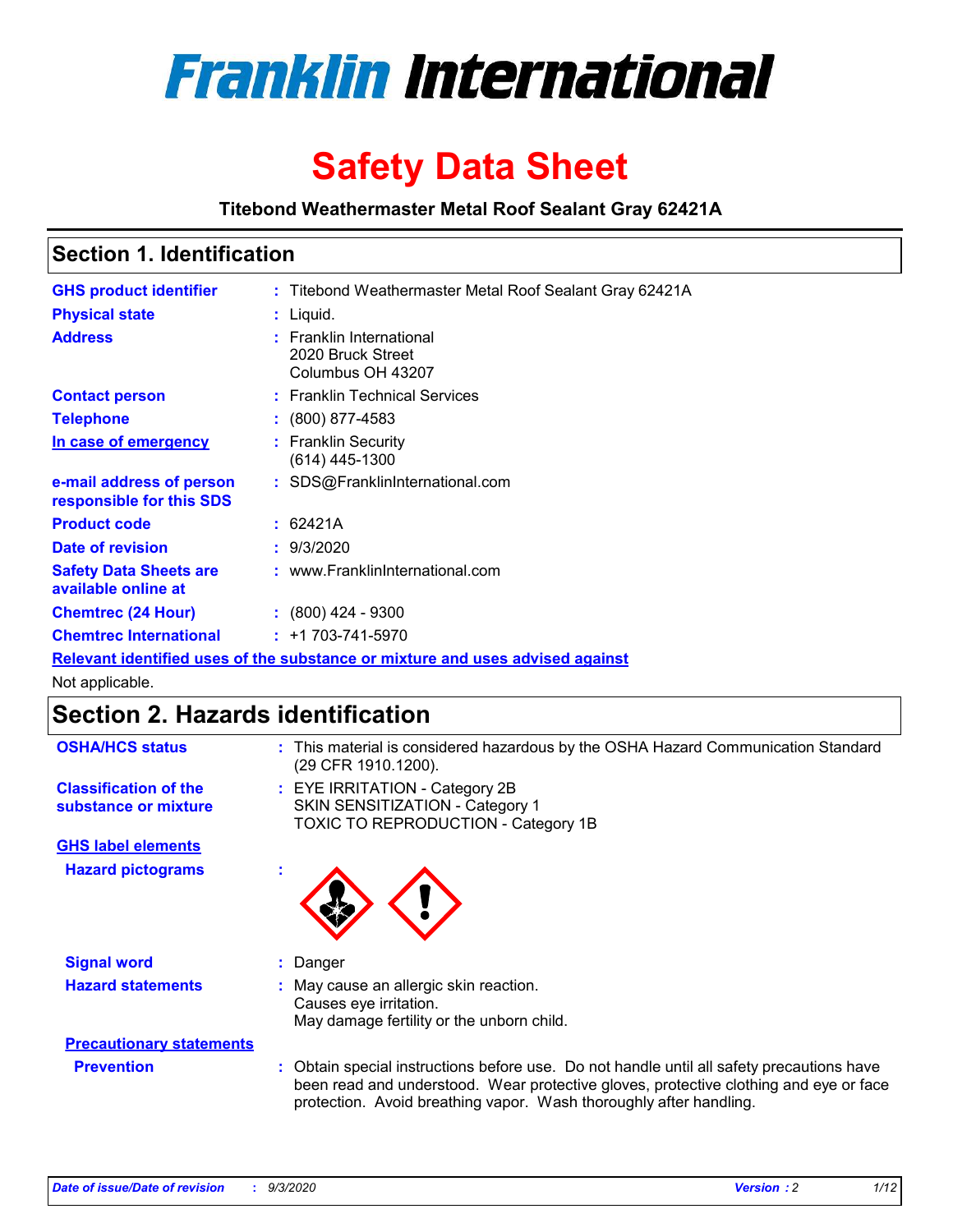# Franklin International

# Safety Data Sheet

**Titebond Weathermaster Metal Roof Sealant Gray 62421A**

## Section 1. Identification

| | | |
|---|---|---|
| **GHS product identifier** | : | Titebond Weathermaster Metal Roof Sealant Gray 62421A |
| **Physical state** | : | Liquid. |
| **Address** | : | Franklin International<br>2020 Bruck Street<br>Columbus OH 43207 |
| **Contact person** | : | Franklin Technical Services |
| **Telephone** | : | (800) 877-4583 |
| **In case of emergency** | : | Franklin Security<br>(614) 445-1300 |
| **e-mail address of person responsible for this SDS** | : | SDS@FranklinInternational.com |
| **Product code** | : | 62421A |
| **Date of revision** | : | 9/3/2020 |
| **Safety Data Sheets are available online at** | : | www.FranklinInternational.com |
| **Chemtrec (24 Hour)** | : | (800) 424 - 9300 |
| **Chemtrec International** | : | +1 703-741-5970 |

**Relevant identified uses of the substance or mixture and uses advised against**

Not applicable.

## Section 2. Hazards identification

| | | |
|---|---|---|
| **OSHA/HCS status** | : | This material is considered hazardous by the OSHA Hazard Communication Standard (29 CFR 1910.1200). |
| **Classification of the substance or mixture** | : | EYE IRRITATION - Category 2B<br>SKIN SENSITIZATION - Category 1<br>TOXIC TO REPRODUCTION - Category 1B |

**GHS label elements**

| | | |
|---|---|---|
| **Hazard pictograms** | : | |
| **Signal word** | : | Danger |
| **Hazard statements** | : | May cause an allergic skin reaction.<br>Causes eye irritation.<br>May damage fertility or the unborn child. |

**Precautionary statements**

| | | |
|---|---|---|
| **Prevention** | : | Obtain special instructions before use. Do not handle until all safety precautions have been read and understood. Wear protective gloves, protective clothing and eye or face protection. Avoid breathing vapor. Wash thoroughly after handling. |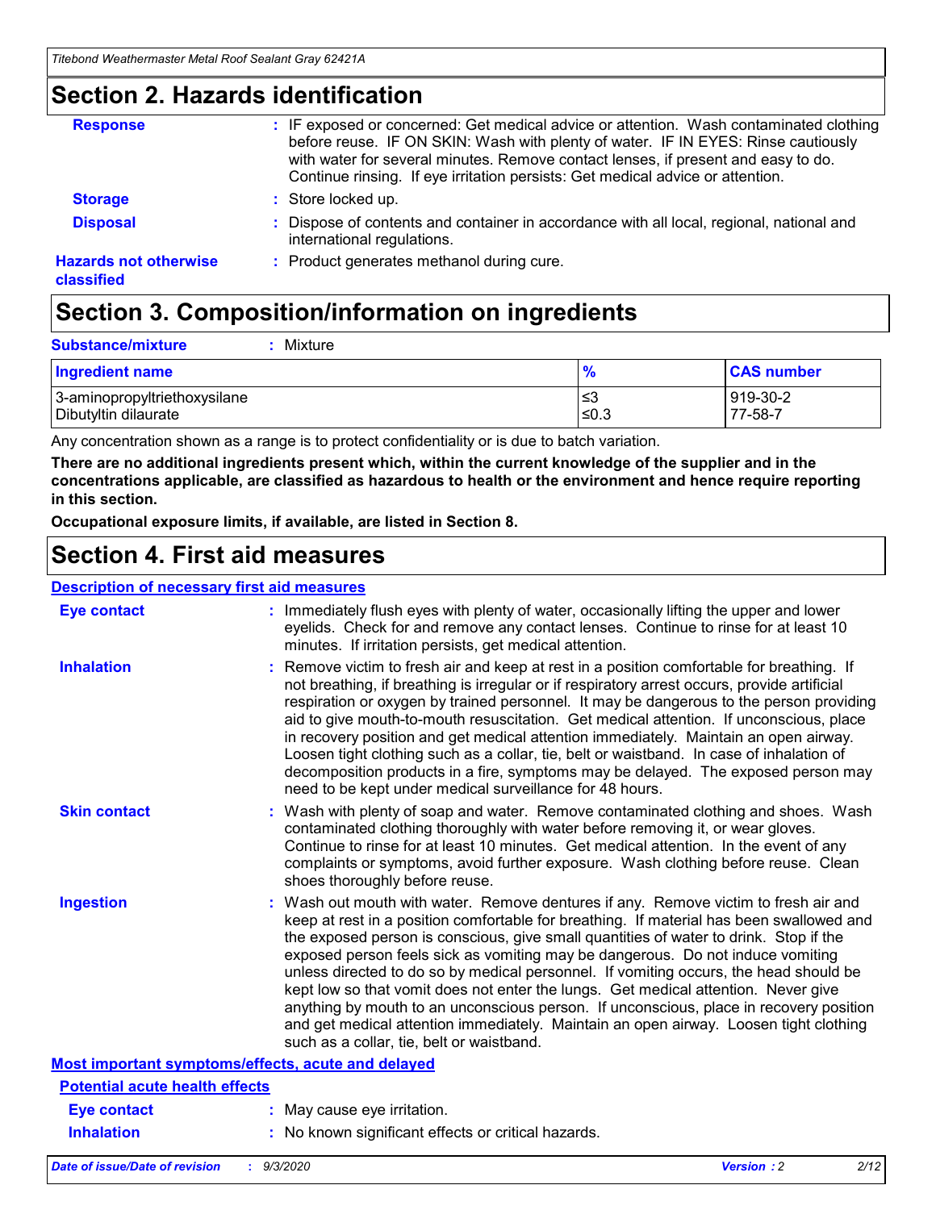## Section 2. Hazards identification

**Response** : IF exposed or concerned: Get medical advice or attention. Wash contaminated clothing before reuse. IF ON SKIN: Wash with plenty of water. IF IN EYES: Rinse cautiously with water for several minutes. Remove contact lenses, if present and easy to do. Continue rinsing. If eye irritation persists: Get medical advice or attention.

**Storage** : Store locked up.

**Disposal** : Dispose of contents and container in accordance with all local, regional, national and international regulations.

**Hazards not otherwise classified** : Product generates methanol during cure.

## Section 3. Composition/information on ingredients

**Substance/mixture** : Mixture

| Ingredient name | % | CAS number |
|---|---|---|
| 3-aminopropyltriethoxysilane | ≤3 | 919-30-2 |
| Dibutyltin dilaurate | ≤0.3 | 77-58-7 |

Any concentration shown as a range is to protect confidentiality or is due to batch variation.

**There are no additional ingredients present which, within the current knowledge of the supplier and in the concentrations applicable, are classified as hazardous to health or the environment and hence require reporting in this section.**

**Occupational exposure limits, if available, are listed in Section 8.**

## Section 4. First aid measures

### Description of necessary first aid measures

**Eye contact** : Immediately flush eyes with plenty of water, occasionally lifting the upper and lower eyelids. Check for and remove any contact lenses. Continue to rinse for at least 10 minutes. If irritation persists, get medical attention.

**Inhalation** : Remove victim to fresh air and keep at rest in a position comfortable for breathing. If not breathing, if breathing is irregular or if respiratory arrest occurs, provide artificial respiration or oxygen by trained personnel. It may be dangerous to the person providing aid to give mouth-to-mouth resuscitation. Get medical attention. If unconscious, place in recovery position and get medical attention immediately. Maintain an open airway. Loosen tight clothing such as a collar, tie, belt or waistband. In case of inhalation of decomposition products in a fire, symptoms may be delayed. The exposed person may need to be kept under medical surveillance for 48 hours.

**Skin contact** : Wash with plenty of soap and water. Remove contaminated clothing and shoes. Wash contaminated clothing thoroughly with water before removing it, or wear gloves. Continue to rinse for at least 10 minutes. Get medical attention. In the event of any complaints or symptoms, avoid further exposure. Wash clothing before reuse. Clean shoes thoroughly before reuse.

**Ingestion** : Wash out mouth with water. Remove dentures if any. Remove victim to fresh air and keep at rest in a position comfortable for breathing. If material has been swallowed and the exposed person is conscious, give small quantities of water to drink. Stop if the exposed person feels sick as vomiting may be dangerous. Do not induce vomiting unless directed to do so by medical personnel. If vomiting occurs, the head should be kept low so that vomit does not enter the lungs. Get medical attention. Never give anything by mouth to an unconscious person. If unconscious, place in recovery position and get medical attention immediately. Maintain an open airway. Loosen tight clothing such as a collar, tie, belt or waistband.

### Most important symptoms/effects, acute and delayed

#### Potential acute health effects

**Eye contact** : May cause eye irritation.

**Inhalation** : No known significant effects or critical hazards.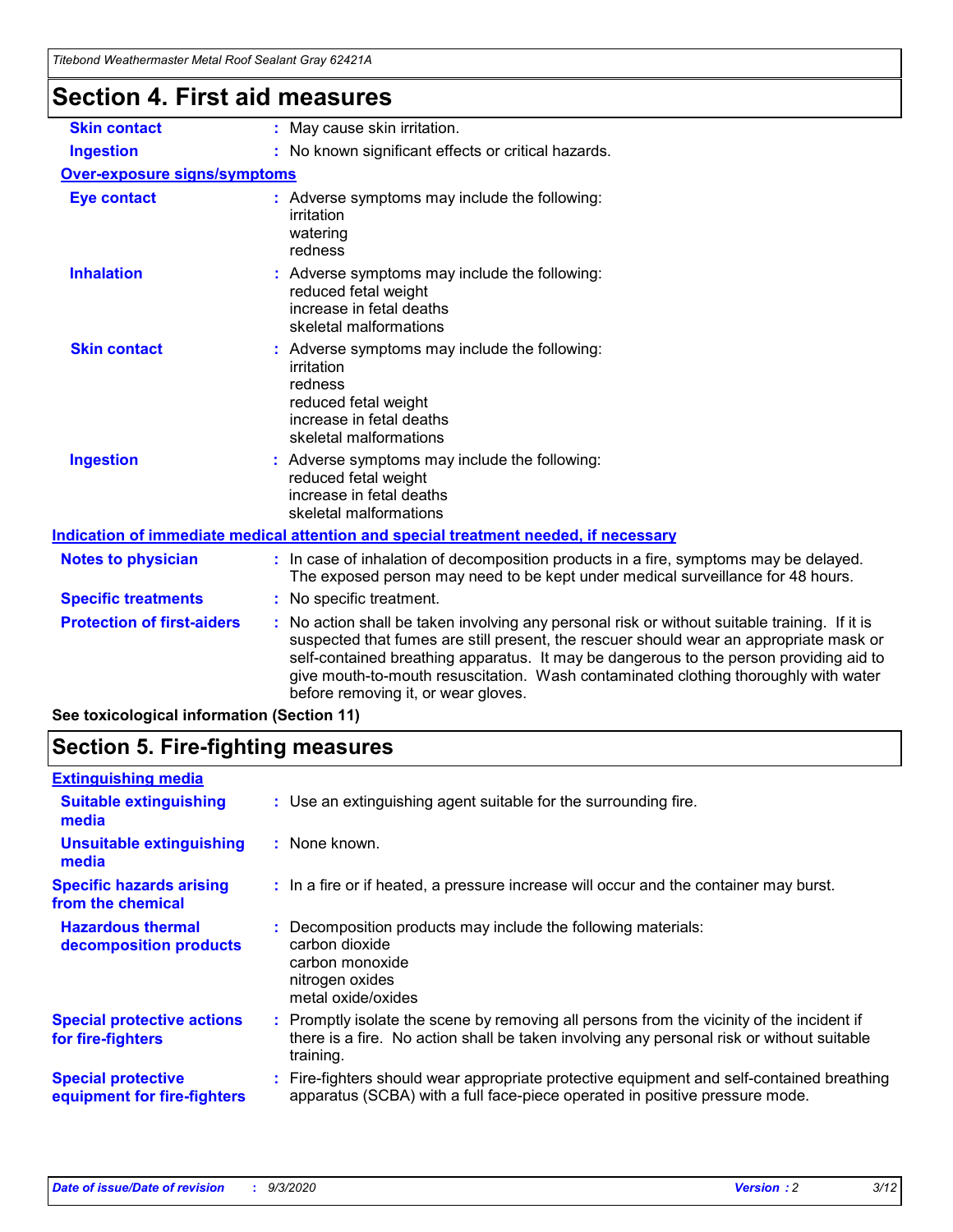# Section 4. First aid measures

| | |
|---|---|
| **Skin contact** | : May cause skin irritation. |
| **Ingestion** | : No known significant effects or critical hazards. |

**Over-exposure signs/symptoms**

| | |
|---|---|
| **Eye contact** | : Adverse symptoms may include the following:<br>irritation<br>watering<br>redness |
| **Inhalation** | : Adverse symptoms may include the following:<br>reduced fetal weight<br>increase in fetal deaths<br>skeletal malformations |
| **Skin contact** | : Adverse symptoms may include the following:<br>irritation<br>redness<br>reduced fetal weight<br>increase in fetal deaths<br>skeletal malformations |
| **Ingestion** | : Adverse symptoms may include the following:<br>reduced fetal weight<br>increase in fetal deaths<br>skeletal malformations |

**Indication of immediate medical attention and special treatment needed, if necessary**

| | |
|---|---|
| **Notes to physician** | : In case of inhalation of decomposition products in a fire, symptoms may be delayed. The exposed person may need to be kept under medical surveillance for 48 hours. |
| **Specific treatments** | : No specific treatment. |
| **Protection of first-aiders** | : No action shall be taken involving any personal risk or without suitable training. If it is suspected that fumes are still present, the rescuer should wear an appropriate mask or self-contained breathing apparatus. It may be dangerous to the person providing aid to give mouth-to-mouth resuscitation. Wash contaminated clothing thoroughly with water before removing it, or wear gloves. |

**See toxicological information (Section 11)**

# Section 5. Fire-fighting measures

**Extinguishing media**

| | |
|---|---|
| **Suitable extinguishing media** | : Use an extinguishing agent suitable for the surrounding fire. |
| **Unsuitable extinguishing media** | : None known. |
| **Specific hazards arising from the chemical** | : In a fire or if heated, a pressure increase will occur and the container may burst. |
| **Hazardous thermal decomposition products** | : Decomposition products may include the following materials:<br>carbon dioxide<br>carbon monoxide<br>nitrogen oxides<br>metal oxide/oxides |
| **Special protective actions for fire-fighters** | : Promptly isolate the scene by removing all persons from the vicinity of the incident if there is a fire. No action shall be taken involving any personal risk or without suitable training. |
| **Special protective equipment for fire-fighters** | : Fire-fighters should wear appropriate protective equipment and self-contained breathing apparatus (SCBA) with a full face-piece operated in positive pressure mode. |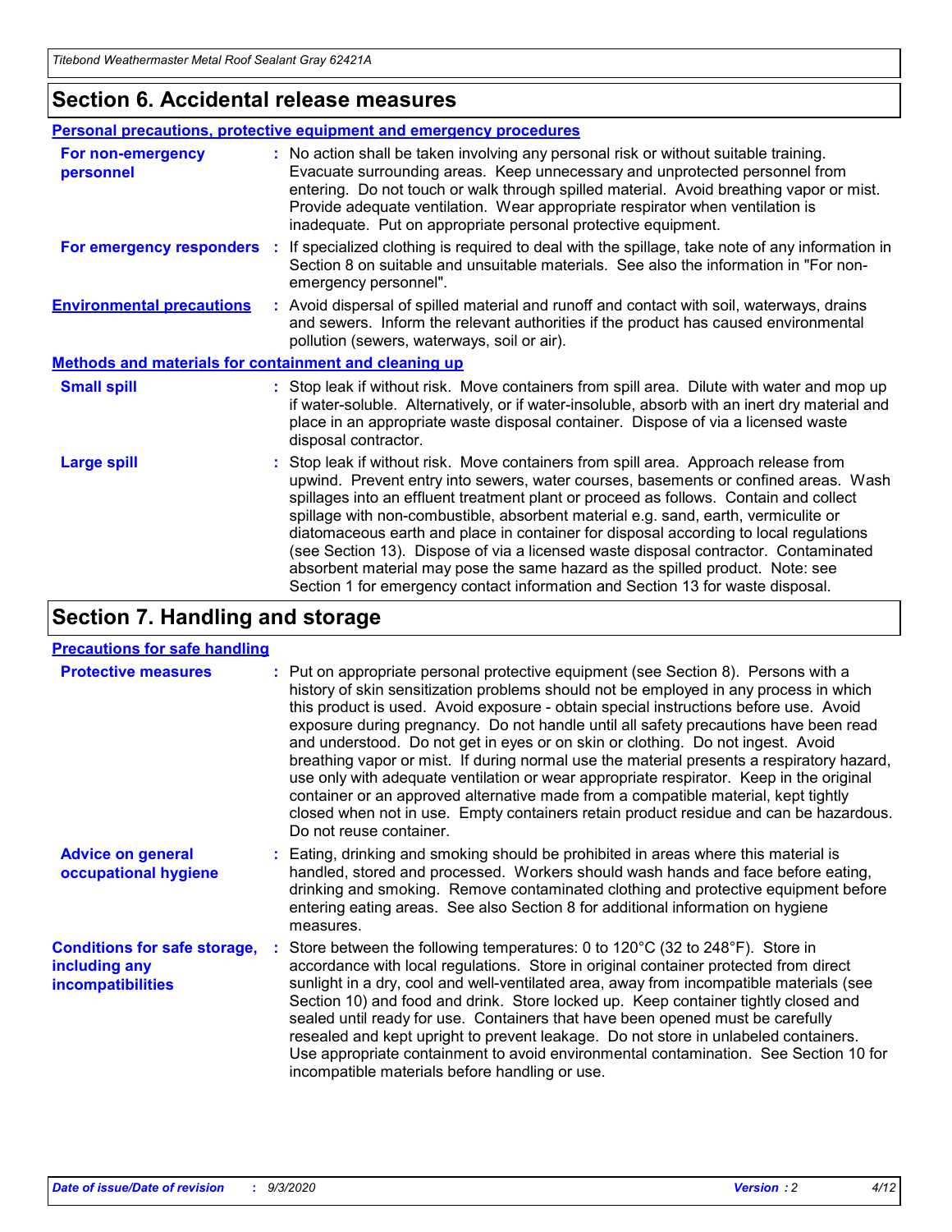## Section 6. Accidental release measures

### Personal precautions, protective equipment and emergency procedures

**For non-emergency personnel** : No action shall be taken involving any personal risk or without suitable training. Evacuate surrounding areas. Keep unnecessary and unprotected personnel from entering. Do not touch or walk through spilled material. Avoid breathing vapor or mist. Provide adequate ventilation. Wear appropriate respirator when ventilation is inadequate. Put on appropriate personal protective equipment.

**For emergency responders** : If specialized clothing is required to deal with the spillage, take note of any information in Section 8 on suitable and unsuitable materials. See also the information in "For non-emergency personnel".

**Environmental precautions** : Avoid dispersal of spilled material and runoff and contact with soil, waterways, drains and sewers. Inform the relevant authorities if the product has caused environmental pollution (sewers, waterways, soil or air).

### Methods and materials for containment and cleaning up

**Small spill** : Stop leak if without risk. Move containers from spill area. Dilute with water and mop up if water-soluble. Alternatively, or if water-insoluble, absorb with an inert dry material and place in an appropriate waste disposal container. Dispose of via a licensed waste disposal contractor.

**Large spill** : Stop leak if without risk. Move containers from spill area. Approach release from upwind. Prevent entry into sewers, water courses, basements or confined areas. Wash spillages into an effluent treatment plant or proceed as follows. Contain and collect spillage with non-combustible, absorbent material e.g. sand, earth, vermiculite or diatomaceous earth and place in container for disposal according to local regulations (see Section 13). Dispose of via a licensed waste disposal contractor. Contaminated absorbent material may pose the same hazard as the spilled product. Note: see Section 1 for emergency contact information and Section 13 for waste disposal.

## Section 7. Handling and storage

### Precautions for safe handling

**Protective measures** : Put on appropriate personal protective equipment (see Section 8). Persons with a history of skin sensitization problems should not be employed in any process in which this product is used. Avoid exposure - obtain special instructions before use. Avoid exposure during pregnancy. Do not handle until all safety precautions have been read and understood. Do not get in eyes or on skin or clothing. Do not ingest. Avoid breathing vapor or mist. If during normal use the material presents a respiratory hazard, use only with adequate ventilation or wear appropriate respirator. Keep in the original container or an approved alternative made from a compatible material, kept tightly closed when not in use. Empty containers retain product residue and can be hazardous. Do not reuse container.

**Advice on general occupational hygiene** : Eating, drinking and smoking should be prohibited in areas where this material is handled, stored and processed. Workers should wash hands and face before eating, drinking and smoking. Remove contaminated clothing and protective equipment before entering eating areas. See also Section 8 for additional information on hygiene measures.

**Conditions for safe storage, including any incompatibilities** : Store between the following temperatures: 0 to 120°C (32 to 248°F). Store in accordance with local regulations. Store in original container protected from direct sunlight in a dry, cool and well-ventilated area, away from incompatible materials (see Section 10) and food and drink. Store locked up. Keep container tightly closed and sealed until ready for use. Containers that have been opened must be carefully resealed and kept upright to prevent leakage. Do not store in unlabeled containers. Use appropriate containment to avoid environmental contamination. See Section 10 for incompatible materials before handling or use.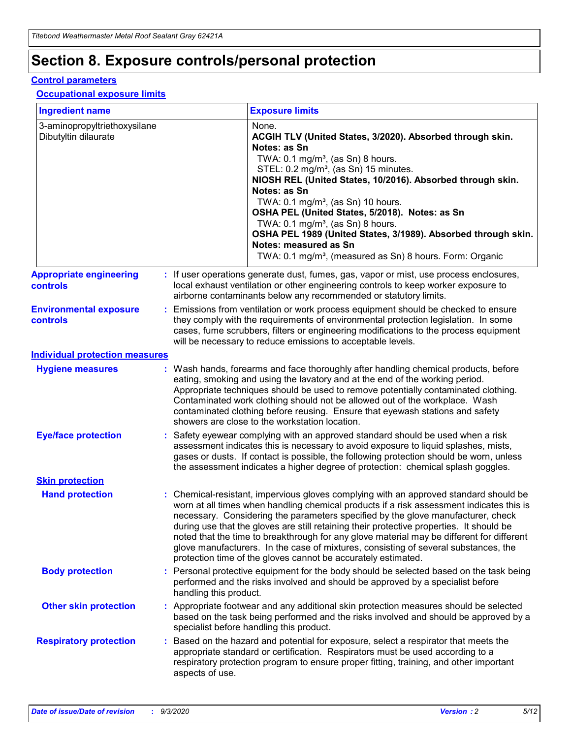# Section 8. Exposure controls/personal protection

## Control parameters

### Occupational exposure limits

| Ingredient name | Exposure limits |
|---|---|
| 3-aminopropyltriethoxysilane | None. |
| Dibutyltin dilaurate | **ACGIH TLV (United States, 3/2020). Absorbed through skin. Notes: as Sn**<br>TWA: 0.1 mg/m³, (as Sn) 8 hours.<br>STEL: 0.2 mg/m³, (as Sn) 15 minutes.<br>**NIOSH REL (United States, 10/2016). Absorbed through skin. Notes: as Sn**<br>TWA: 0.1 mg/m³, (as Sn) 10 hours.<br>**OSHA PEL (United States, 5/2018). Notes: as Sn**<br>TWA: 0.1 mg/m³, (as Sn) 8 hours.<br>**OSHA PEL 1989 (United States, 3/1989). Absorbed through skin. Notes: measured as Sn**<br>TWA: 0.1 mg/m³, (measured as Sn) 8 hours. Form: Organic |

**Appropriate engineering controls** : If user operations generate dust, fumes, gas, vapor or mist, use process enclosures, local exhaust ventilation or other engineering controls to keep worker exposure to airborne contaminants below any recommended or statutory limits.

**Environmental exposure controls** : Emissions from ventilation or work process equipment should be checked to ensure they comply with the requirements of environmental protection legislation. In some cases, fume scrubbers, filters or engineering modifications to the process equipment will be necessary to reduce emissions to acceptable levels.

## Individual protection measures

**Hygiene measures** : Wash hands, forearms and face thoroughly after handling chemical products, before eating, smoking and using the lavatory and at the end of the working period. Appropriate techniques should be used to remove potentially contaminated clothing. Contaminated work clothing should not be allowed out of the workplace. Wash contaminated clothing before reusing. Ensure that eyewash stations and safety showers are close to the workstation location.

**Eye/face protection** : Safety eyewear complying with an approved standard should be used when a risk assessment indicates this is necessary to avoid exposure to liquid splashes, mists, gases or dusts. If contact is possible, the following protection should be worn, unless the assessment indicates a higher degree of protection: chemical splash goggles.

### Skin protection

**Hand protection** : Chemical-resistant, impervious gloves complying with an approved standard should be worn at all times when handling chemical products if a risk assessment indicates this is necessary. Considering the parameters specified by the glove manufacturer, check during use that the gloves are still retaining their protective properties. It should be noted that the time to breakthrough for any glove material may be different for different glove manufacturers. In the case of mixtures, consisting of several substances, the protection time of the gloves cannot be accurately estimated.

**Body protection** : Personal protective equipment for the body should be selected based on the task being performed and the risks involved and should be approved by a specialist before handling this product.

**Other skin protection** : Appropriate footwear and any additional skin protection measures should be selected based on the task being performed and the risks involved and should be approved by a specialist before handling this product.

**Respiratory protection** : Based on the hazard and potential for exposure, select a respirator that meets the appropriate standard or certification. Respirators must be used according to a respiratory protection program to ensure proper fitting, training, and other important aspects of use.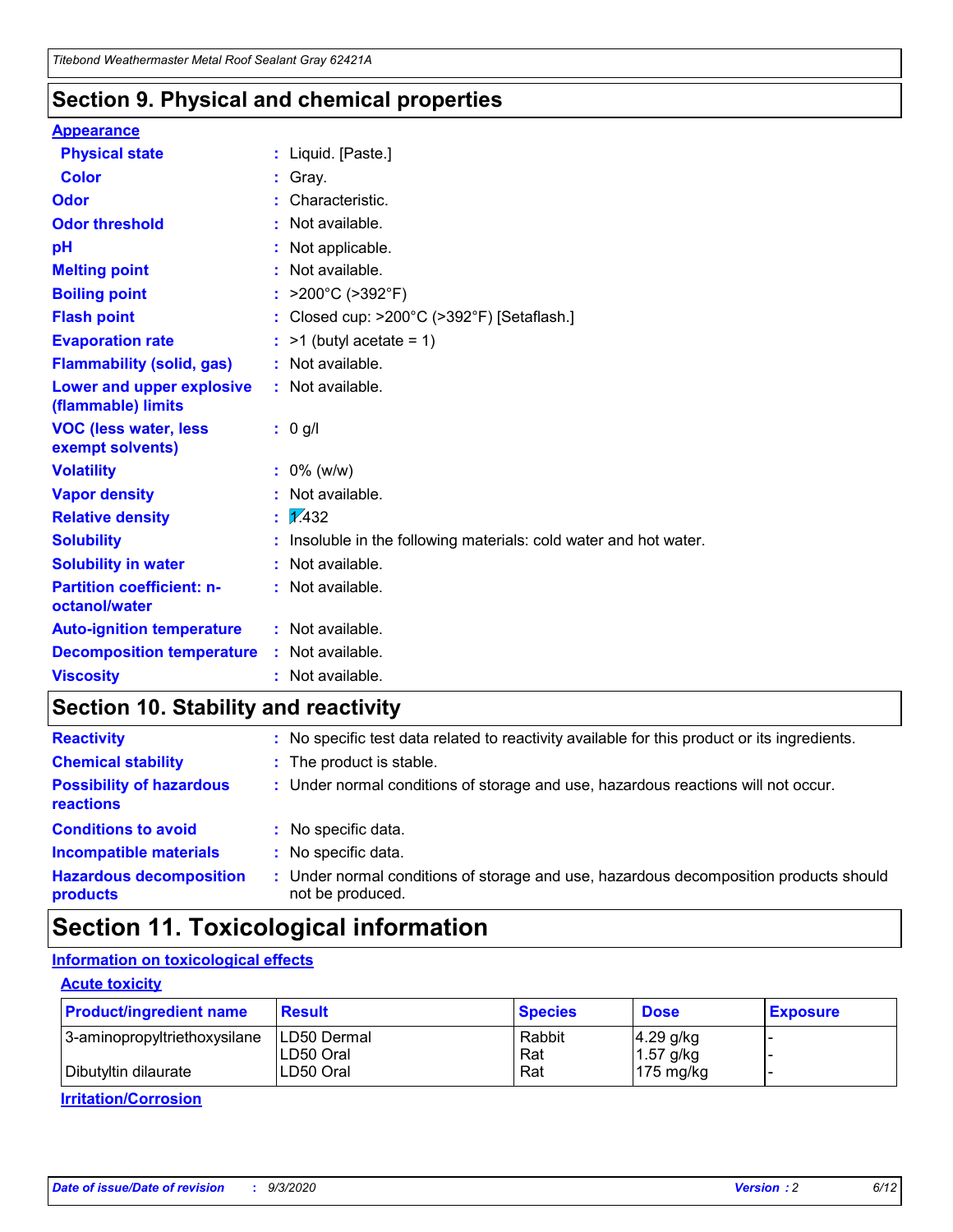## Section 9. Physical and chemical properties

### Appearance

| | | |
|---|---|---|
| **Physical state** | : | Liquid. [Paste.] |
| **Color** | : | Gray. |
| **Odor** | : | Characteristic. |
| **Odor threshold** | : | Not available. |
| **pH** | : | Not applicable. |
| **Melting point** | : | Not available. |
| **Boiling point** | : | >200°C (>392°F) |
| **Flash point** | : | Closed cup: >200°C (>392°F) [Setaflash.] |
| **Evaporation rate** | : | >1 (butyl acetate = 1) |
| **Flammability (solid, gas)** | : | Not available. |
| **Lower and upper explosive (flammable) limits** | : | Not available. |
| **VOC (less water, less exempt solvents)** | : | 0 g/l |
| **Volatility** | : | 0% (w/w) |
| **Vapor density** | : | Not available. |
| **Relative density** | : | 1.432 |
| **Solubility** | : | Insoluble in the following materials: cold water and hot water. |
| **Solubility in water** | : | Not available. |
| **Partition coefficient: n-octanol/water** | : | Not available. |
| **Auto-ignition temperature** | : | Not available. |
| **Decomposition temperature** | : | Not available. |
| **Viscosity** | : | Not available. |

## Section 10. Stability and reactivity

| | | |
|---|---|---|
| **Reactivity** | : | No specific test data related to reactivity available for this product or its ingredients. |
| **Chemical stability** | : | The product is stable. |
| **Possibility of hazardous reactions** | : | Under normal conditions of storage and use, hazardous reactions will not occur. |
| **Conditions to avoid** | : | No specific data. |
| **Incompatible materials** | : | No specific data. |
| **Hazardous decomposition products** | : | Under normal conditions of storage and use, hazardous decomposition products should not be produced. |

## Section 11. Toxicological information

### Information on toxicological effects

#### Acute toxicity

| Product/ingredient name | Result | Species | Dose | Exposure |
|---|---|---|---|---|
| 3-aminopropyltriethoxysilane | LD50 Dermal | Rabbit | 4.29 g/kg | - |
| | LD50 Oral | Rat | 1.57 g/kg | - |
| Dibutyltin dilaurate | LD50 Oral | Rat | 175 mg/kg | - |

#### Irritation/Corrosion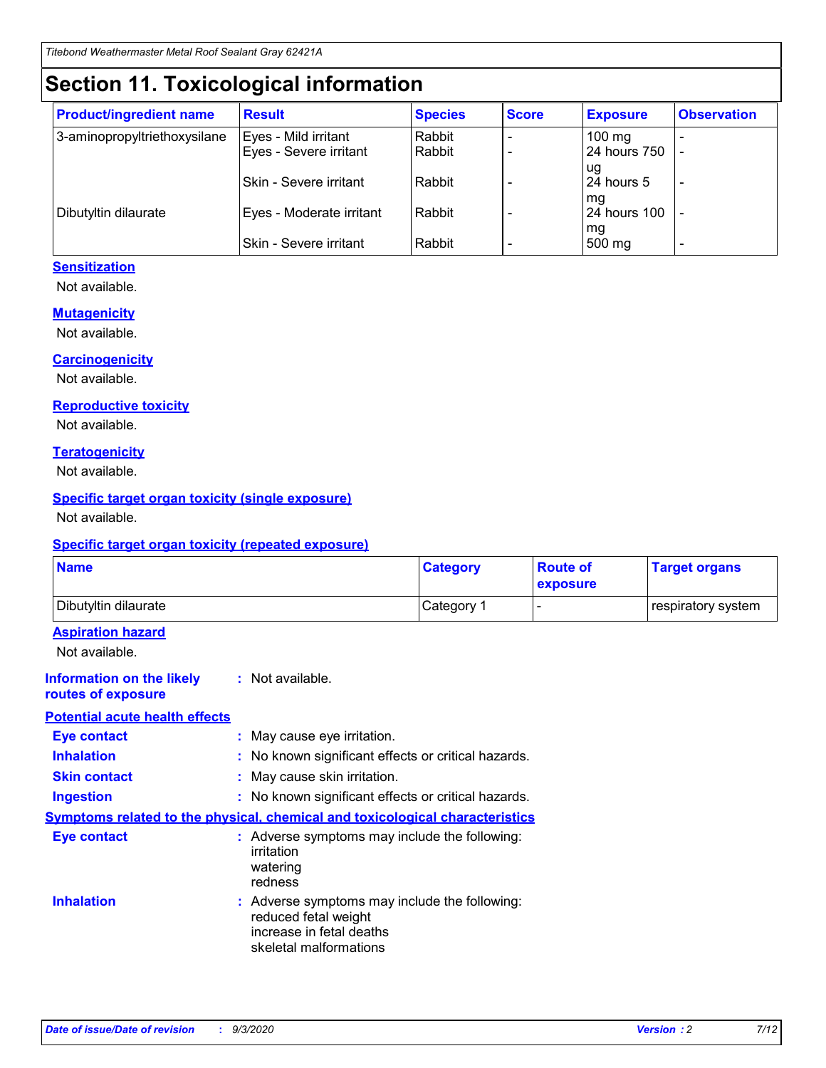# Section 11. Toxicological information

| Product/ingredient name | Result | Species | Score | Exposure | Observation |
|---|---|---|---|---|---|
| 3-aminopropyltriethoxysilane | Eyes - Mild irritant | Rabbit | - | 100 mg | - |
| | Eyes - Severe irritant | Rabbit | - | 24 hours 750 ug | - |
| | Skin - Severe irritant | Rabbit | - | 24 hours 5 mg | - |
| Dibutyltin dilaurate | Eyes - Moderate irritant | Rabbit | - | 24 hours 100 mg | - |
| | Skin - Severe irritant | Rabbit | - | 500 mg | - |

### Sensitization

Not available.

### Mutagenicity

Not available.

### Carcinogenicity

Not available.

### Reproductive toxicity

Not available.

### Teratogenicity

Not available.

### Specific target organ toxicity (single exposure)

Not available.

### Specific target organ toxicity (repeated exposure)

| Name | Category | Route of exposure | Target organs |
|---|---|---|---|
| Dibutyltin dilaurate | Category 1 | - | respiratory system |

### Aspiration hazard

Not available.

**Information on the likely routes of exposure** : Not available.

### Potential acute health effects

**Eye contact** : May cause eye irritation.

**Inhalation** : No known significant effects or critical hazards.

**Skin contact** : May cause skin irritation.

**Ingestion** : No known significant effects or critical hazards.

### Symptoms related to the physical, chemical and toxicological characteristics

**Eye contact** : Adverse symptoms may include the following:
irritation
watering
redness

**Inhalation** : Adverse symptoms may include the following:
reduced fetal weight
increase in fetal deaths
skeletal malformations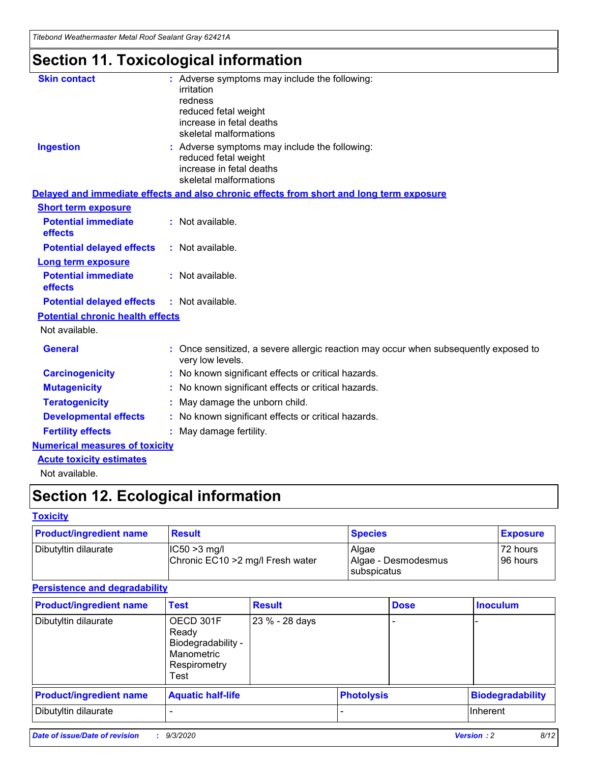# Section 11. Toxicological information

**Skin contact** : Adverse symptoms may include the following:
irritation
redness
reduced fetal weight
increase in fetal deaths
skeletal malformations

**Ingestion** : Adverse symptoms may include the following:
reduced fetal weight
increase in fetal deaths
skeletal malformations

**Delayed and immediate effects and also chronic effects from short and long term exposure**

**Short term exposure**

**Potential immediate effects** : Not available.

**Potential delayed effects** : Not available.

**Long term exposure**

**Potential immediate effects** : Not available.

**Potential delayed effects** : Not available.

**Potential chronic health effects**

Not available.

**General** : Once sensitized, a severe allergic reaction may occur when subsequently exposed to very low levels.

**Carcinogenicity** : No known significant effects or critical hazards.

**Mutagenicity** : No known significant effects or critical hazards.

**Teratogenicity** : May damage the unborn child.

**Developmental effects** : No known significant effects or critical hazards.

**Fertility effects** : May damage fertility.

**Numerical measures of toxicity**

**Acute toxicity estimates**

Not available.

# Section 12. Ecological information

**Toxicity**

| Product/ingredient name | Result | Species | Exposure |
|---|---|---|---|
| Dibutyltin dilaurate | IC50 >3 mg/l<br>Chronic EC10 >2 mg/l Fresh water | Algae<br>Algae - Desmodesmus subspicatus | 72 hours<br>96 hours |

**Persistence and degradability**

| Product/ingredient name | Test | Result | Dose | Inoculum |
|---|---|---|---|---|
| Dibutyltin dilaurate | OECD 301F Ready Biodegradability - Manometric Respirometry Test | 23 % - 28 days | - | - |

| Product/ingredient name | Aquatic half-life | Photolysis | Biodegradability |
|---|---|---|---|
| Dibutyltin dilaurate | - | - | Inherent |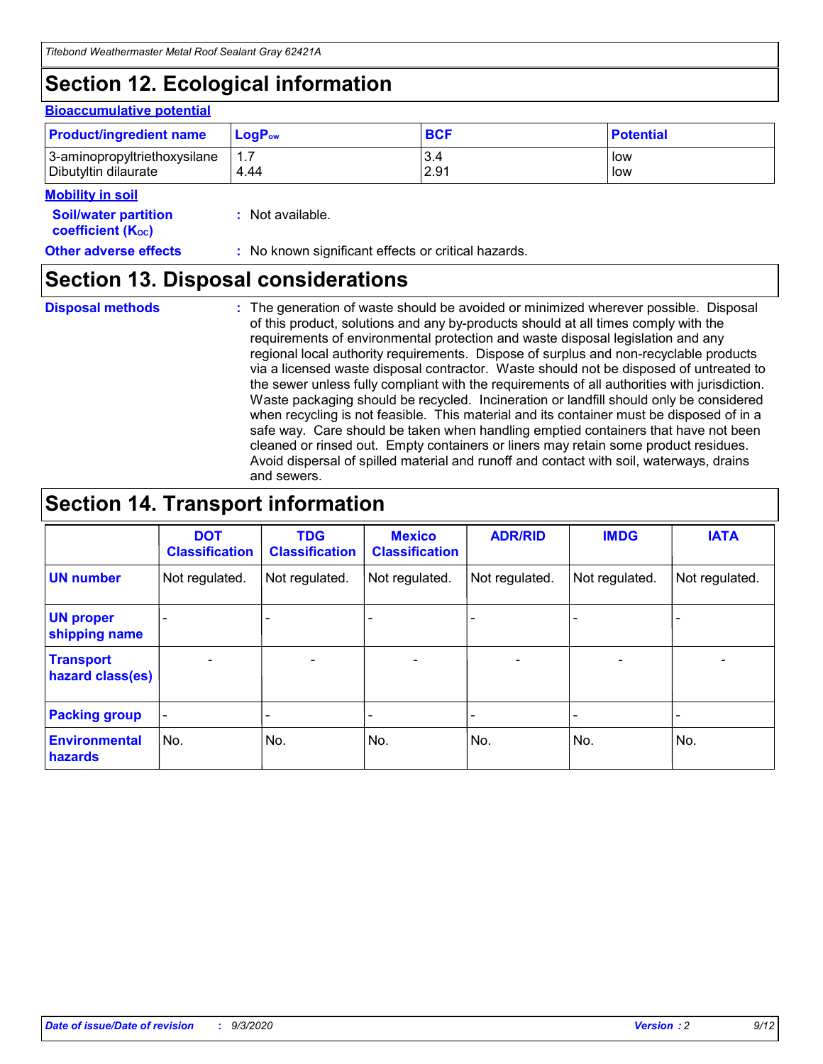# Section 12. Ecological information

### Bioaccumulative potential

| Product/ingredient name | $LogP_{ow}$ | BCF | Potential |
|---|---|---|---|
| 3-aminopropyltriethoxysilane | 1.7 | 3.4 | low |
| Dibutyltin dilaurate | 4.44 | 2.91 | low |

### Mobility in soil

**Soil/water partition coefficient ($K_{OC}$)** : Not available.

**Other adverse effects** : No known significant effects or critical hazards.

# Section 13. Disposal considerations

**Disposal methods** : The generation of waste should be avoided or minimized wherever possible. Disposal of this product, solutions and any by-products should at all times comply with the requirements of environmental protection and waste disposal legislation and any regional local authority requirements. Dispose of surplus and non-recyclable products via a licensed waste disposal contractor. Waste should not be disposed of untreated to the sewer unless fully compliant with the requirements of all authorities with jurisdiction. Waste packaging should be recycled. Incineration or landfill should only be considered when recycling is not feasible. This material and its container must be disposed of in a safe way. Care should be taken when handling emptied containers that have not been cleaned or rinsed out. Empty containers or liners may retain some product residues. Avoid dispersal of spilled material and runoff and contact with soil, waterways, drains and sewers.

# Section 14. Transport information

| | DOT Classification | TDG Classification | Mexico Classification | ADR/RID | IMDG | IATA |
|---|---|---|---|---|---|---|
| UN number | Not regulated. | Not regulated. | Not regulated. | Not regulated. | Not regulated. | Not regulated. |
| UN proper shipping name | - | - | - | - | - | - |
| Transport hazard class(es) | - | - | - | - | - | - |
| Packing group | - | - | - | - | - | - |
| Environmental hazards | No. | No. | No. | No. | No. | No. |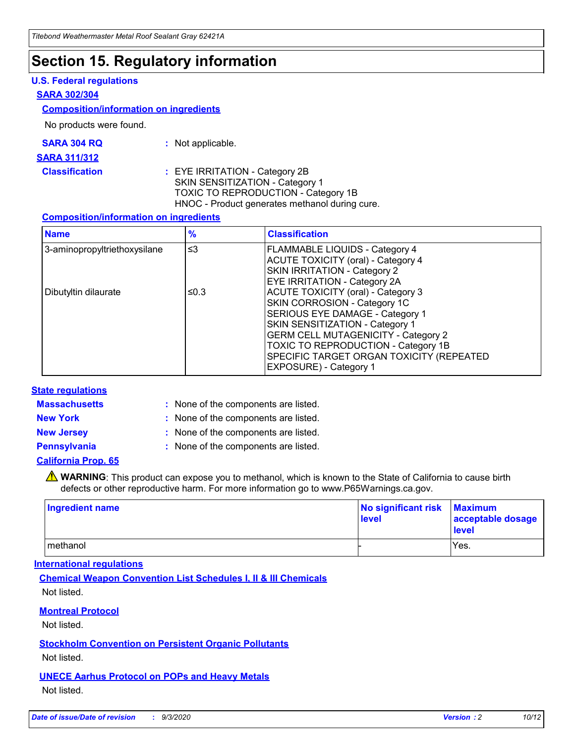# Section 15. Regulatory information

### U.S. Federal regulations

#### SARA 302/304

**Composition/information on ingredients**

No products were found.

**SARA 304 RQ** : Not applicable.

#### SARA 311/312

**Classification** : EYE IRRITATION - Category 2B
SKIN SENSITIZATION - Category 1
TOXIC TO REPRODUCTION - Category 1B
HNOC - Product generates methanol during cure.

**Composition/information on ingredients**

| Name | % | Classification |
|---|---|---|
| 3-aminopropyltriethoxysilane | ≤3 | FLAMMABLE LIQUIDS - Category 4<br>ACUTE TOXICITY (oral) - Category 4<br>SKIN IRRITATION - Category 2<br>EYE IRRITATION - Category 2A |
| Dibutyltin dilaurate | ≤0.3 | ACUTE TOXICITY (oral) - Category 3<br>SKIN CORROSION - Category 1C<br>SERIOUS EYE DAMAGE - Category 1<br>SKIN SENSITIZATION - Category 1<br>GERM CELL MUTAGENICITY - Category 2<br>TOXIC TO REPRODUCTION - Category 1B<br>SPECIFIC TARGET ORGAN TOXICITY (REPEATED EXPOSURE) - Category 1 |

### State regulations

**Massachusetts** : None of the components are listed.

**New York** : None of the components are listed.

**New Jersey** : None of the components are listed.

**Pennsylvania** : None of the components are listed.

#### California Prop. 65

⚠ **WARNING**: This product can expose you to methanol, which is known to the State of California to cause birth defects or other reproductive harm. For more information go to www.P65Warnings.ca.gov.

| Ingredient name | No significant risk level | Maximum acceptable dosage level |
|---|---|---|
| methanol | - | Yes. |

### International regulations

**Chemical Weapon Convention List Schedules I, II & III Chemicals**

Not listed.

**Montreal Protocol**

Not listed.

**Stockholm Convention on Persistent Organic Pollutants**

Not listed.

**UNECE Aarhus Protocol on POPs and Heavy Metals**

Not listed.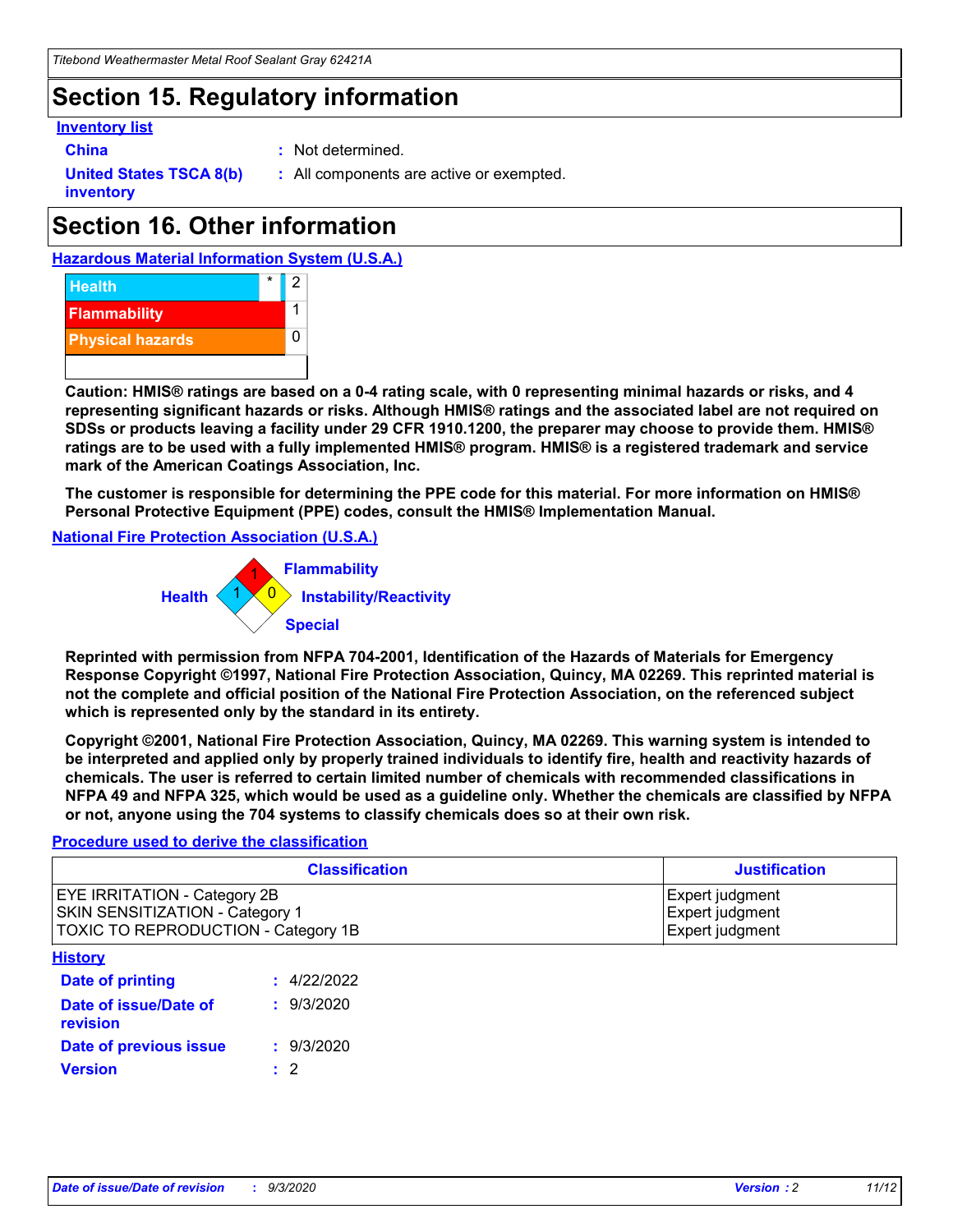# Section 15. Regulatory information

**Inventory list**

| | | |
|---|---|---|
| **China** | : | Not determined. |
| **United States TSCA 8(b) inventory** | : | All components are active or exempted. |

# Section 16. Other information

**Hazardous Material Information System (U.S.A.)**

| | | |
|---|---|---|
| Health | * | 2 |
| Flammability | | 1 |
| Physical hazards | | 0 |

**Caution: HMIS® ratings are based on a 0-4 rating scale, with 0 representing minimal hazards or risks, and 4 representing significant hazards or risks. Although HMIS® ratings and the associated label are not required on SDSs or products leaving a facility under 29 CFR 1910.1200, the preparer may choose to provide them. HMIS® ratings are to be used with a fully implemented HMIS® program. HMIS® is a registered trademark and service mark of the American Coatings Association, Inc.**

**The customer is responsible for determining the PPE code for this material. For more information on HMIS® Personal Protective Equipment (PPE) codes, consult the HMIS® Implementation Manual.**

**National Fire Protection Association (U.S.A.)**

Flammability: 1
Health: 1
Instability/Reactivity: 0
Special:

**Reprinted with permission from NFPA 704-2001, Identification of the Hazards of Materials for Emergency Response Copyright ©1997, National Fire Protection Association, Quincy, MA 02269. This reprinted material is not the complete and official position of the National Fire Protection Association, on the referenced subject which is represented only by the standard in its entirety.**

**Copyright ©2001, National Fire Protection Association, Quincy, MA 02269. This warning system is intended to be interpreted and applied only by properly trained individuals to identify fire, health and reactivity hazards of chemicals. The user is referred to certain limited number of chemicals with recommended classifications in NFPA 49 and NFPA 325, which would be used as a guideline only. Whether the chemicals are classified by NFPA or not, anyone using the 704 systems to classify chemicals does so at their own risk.**

**Procedure used to derive the classification**

| Classification | Justification |
|---|---|
| EYE IRRITATION - Category 2B | Expert judgment |
| SKIN SENSITIZATION - Category 1 | Expert judgment |
| TOXIC TO REPRODUCTION - Category 1B | Expert judgment |

**History**

| | | |
|---|---|---|
| **Date of printing** | : | 4/22/2022 |
| **Date of issue/Date of revision** | : | 9/3/2020 |
| **Date of previous issue** | : | 9/3/2020 |
| **Version** | : | 2 |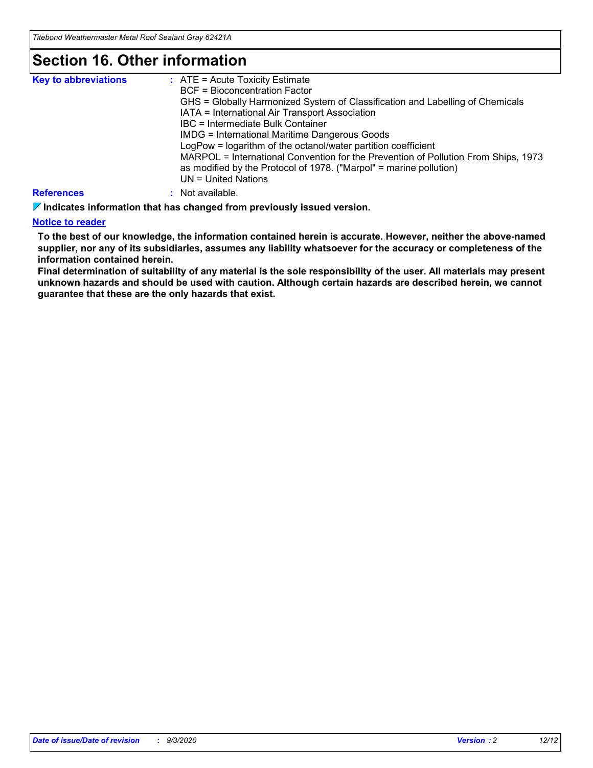# Section 16. Other information

**Key to abbreviations** : ATE = Acute Toxicity Estimate
BCF = Bioconcentration Factor
GHS = Globally Harmonized System of Classification and Labelling of Chemicals
IATA = International Air Transport Association
IBC = Intermediate Bulk Container
IMDG = International Maritime Dangerous Goods
LogPow = logarithm of the octanol/water partition coefficient
MARPOL = International Convention for the Prevention of Pollution From Ships, 1973 as modified by the Protocol of 1978. ("Marpol" = marine pollution)
UN = United Nations

**References** : Not available.

**Indicates information that has changed from previously issued version.**

**Notice to reader**

**To the best of our knowledge, the information contained herein is accurate. However, neither the above-named supplier, nor any of its subsidiaries, assumes any liability whatsoever for the accuracy or completeness of the information contained herein.**

**Final determination of suitability of any material is the sole responsibility of the user. All materials may present unknown hazards and should be used with caution. Although certain hazards are described herein, we cannot guarantee that these are the only hazards that exist.**